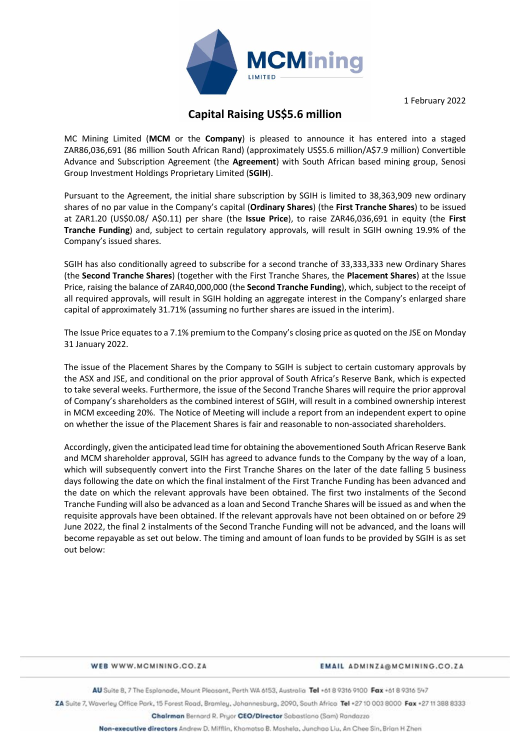1 February 2022

# Capital Raising US$5.6 million

MC Mining Limited (**MCM** or the **Company**) is pleased to announce it has entered into a staged ZAR86,036,691 (86 million South African Rand) (approximately US$5.6 million/A$7.9 million) Convertible Advance and Subscription Agreement (the **Agreement**) with South African based mining group, Senosi Group Investment Holdings Proprietary Limited (**SGIH**).

Pursuant to the Agreement, the initial share subscription by SGIH is limited to 38,363,909 new ordinary shares of no par value in the Company's capital (**Ordinary Shares**) (the **First Tranche Shares**) to be issued at ZAR1.20 (US$0.08/ A$0.11) per share (the **Issue Price**), to raise ZAR46,036,691 in equity (the **First Tranche Funding**) and, subject to certain regulatory approvals, will result in SGIH owning 19.9% of the Company's issued shares.

SGIH has also conditionally agreed to subscribe for a second tranche of 33,333,333 new Ordinary Shares (the **Second Tranche Shares**) (together with the First Tranche Shares, the **Placement Shares**) at the Issue Price, raising the balance of ZAR40,000,000 (the **Second Tranche Funding**), which, subject to the receipt of all required approvals, will result in SGIH holding an aggregate interest in the Company's enlarged share capital of approximately 31.71% (assuming no further shares are issued in the interim).

The Issue Price equates to a 7.1% premium to the Company's closing price as quoted on the JSE on Monday 31 January 2022.

The issue of the Placement Shares by the Company to SGIH is subject to certain customary approvals by the ASX and JSE, and conditional on the prior approval of South Africa's Reserve Bank, which is expected to take several weeks. Furthermore, the issue of the Second Tranche Shares will require the prior approval of Company's shareholders as the combined interest of SGIH, will result in a combined ownership interest in MCM exceeding 20%. The Notice of Meeting will include a report from an independent expert to opine on whether the issue of the Placement Shares is fair and reasonable to non-associated shareholders.

Accordingly, given the anticipated lead time for obtaining the abovementioned South African Reserve Bank and MCM shareholder approval, SGIH has agreed to advance funds to the Company by the way of a loan, which will subsequently convert into the First Tranche Shares on the later of the date falling 5 business days following the date on which the final instalment of the First Tranche Funding has been advanced and the date on which the relevant approvals have been obtained. The first two instalments of the Second Tranche Funding will also be advanced as a loan and Second Tranche Shares will be issued as and when the requisite approvals have been obtained. If the relevant approvals have not been obtained on or before 29 June 2022, the final 2 instalments of the Second Tranche Funding will not be advanced, and the loans will become repayable as set out below. The timing and amount of loan funds to be provided by SGIH is as set out below: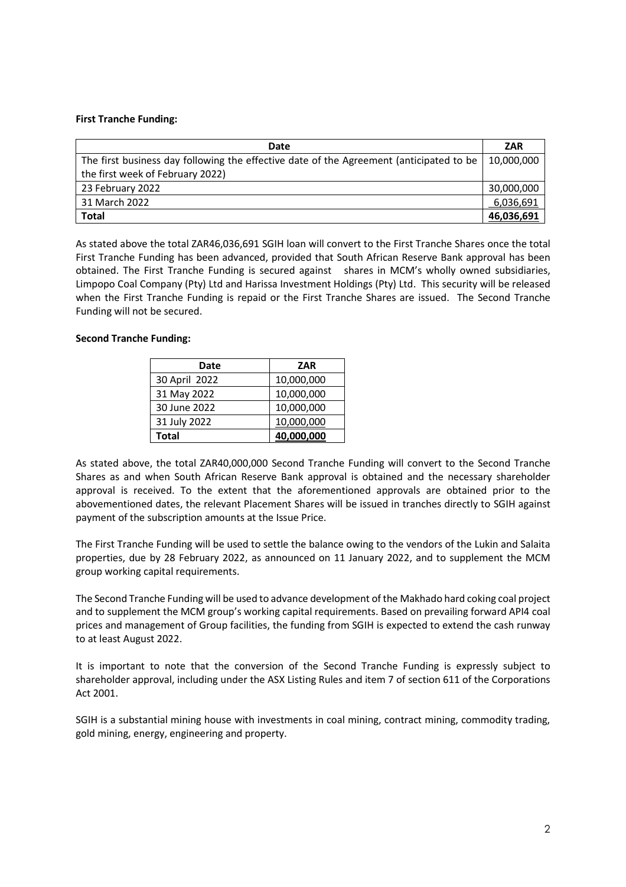**First Tranche Funding:**

| Date | ZAR |
|---|---|
| The first business day following the effective date of the Agreement (anticipated to be the first week of February 2022) | 10,000,000 |
| 23 February 2022 | 30,000,000 |
| 31 March 2022 | 6,036,691 |
| **Total** | **46,036,691** |

As stated above the total ZAR46,036,691 SGIH loan will convert to the First Tranche Shares once the total First Tranche Funding has been advanced, provided that South African Reserve Bank approval has been obtained. The First Tranche Funding is secured against shares in MCM's wholly owned subsidiaries, Limpopo Coal Company (Pty) Ltd and Harissa Investment Holdings (Pty) Ltd. This security will be released when the First Tranche Funding is repaid or the First Tranche Shares are issued. The Second Tranche Funding will not be secured.

**Second Tranche Funding:**

| Date | ZAR |
|---|---|
| 30 April 2022 | 10,000,000 |
| 31 May 2022 | 10,000,000 |
| 30 June 2022 | 10,000,000 |
| 31 July 2022 | 10,000,000 |
| **Total** | **40,000,000** |

As stated above, the total ZAR40,000,000 Second Tranche Funding will convert to the Second Tranche Shares as and when South African Reserve Bank approval is obtained and the necessary shareholder approval is received. To the extent that the aforementioned approvals are obtained prior to the abovementioned dates, the relevant Placement Shares will be issued in tranches directly to SGIH against payment of the subscription amounts at the Issue Price.

The First Tranche Funding will be used to settle the balance owing to the vendors of the Lukin and Salaita properties, due by 28 February 2022, as announced on 11 January 2022, and to supplement the MCM group working capital requirements.

The Second Tranche Funding will be used to advance development of the Makhado hard coking coal project and to supplement the MCM group's working capital requirements. Based on prevailing forward API4 coal prices and management of Group facilities, the funding from SGIH is expected to extend the cash runway to at least August 2022.

It is important to note that the conversion of the Second Tranche Funding is expressly subject to shareholder approval, including under the ASX Listing Rules and item 7 of section 611 of the Corporations Act 2001.

SGIH is a substantial mining house with investments in coal mining, contract mining, commodity trading, gold mining, energy, engineering and property.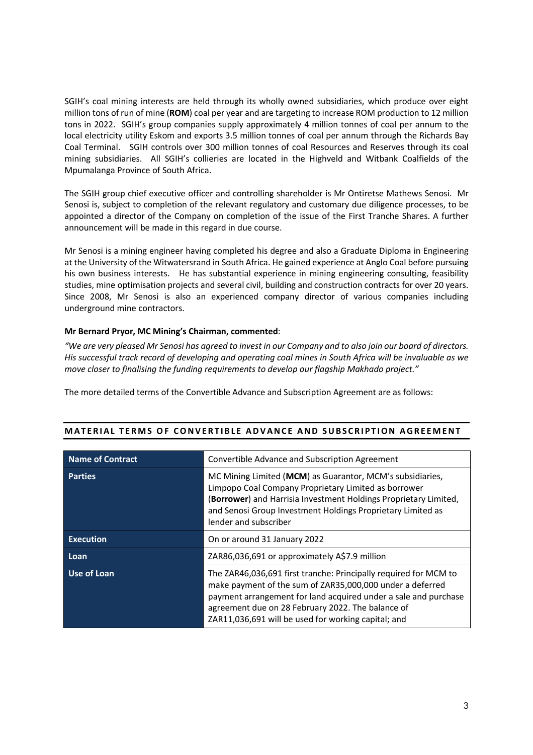SGIH's coal mining interests are held through its wholly owned subsidiaries, which produce over eight million tons of run of mine (**ROM**) coal per year and are targeting to increase ROM production to 12 million tons in 2022. SGIH's group companies supply approximately 4 million tonnes of coal per annum to the local electricity utility Eskom and exports 3.5 million tonnes of coal per annum through the Richards Bay Coal Terminal. SGIH controls over 300 million tonnes of coal Resources and Reserves through its coal mining subsidiaries. All SGIH's collieries are located in the Highveld and Witbank Coalfields of the Mpumalanga Province of South Africa.

The SGIH group chief executive officer and controlling shareholder is Mr Ontiretse Mathews Senosi. Mr Senosi is, subject to completion of the relevant regulatory and customary due diligence processes, to be appointed a director of the Company on completion of the issue of the First Tranche Shares. A further announcement will be made in this regard in due course.

Mr Senosi is a mining engineer having completed his degree and also a Graduate Diploma in Engineering at the University of the Witwatersrand in South Africa. He gained experience at Anglo Coal before pursuing his own business interests. He has substantial experience in mining engineering consulting, feasibility studies, mine optimisation projects and several civil, building and construction contracts for over 20 years. Since 2008, Mr Senosi is also an experienced company director of various companies including underground mine contractors.

**Mr Bernard Pryor, MC Mining's Chairman, commented**:

*"We are very pleased Mr Senosi has agreed to invest in our Company and to also join our board of directors. His successful track record of developing and operating coal mines in South Africa will be invaluable as we move closer to finalising the funding requirements to develop our flagship Makhado project."*

The more detailed terms of the Convertible Advance and Subscription Agreement are as follows:

## MATERIAL TERMS OF CONVERTIBLE ADVANCE AND SUBSCRIPTION AGREEMENT

| **Name of Contract** | Convertible Advance and Subscription Agreement |
|---|---|
| **Parties** | MC Mining Limited (**MCM**) as Guarantor, MCM's subsidiaries, Limpopo Coal Company Proprietary Limited as borrower (**Borrower**) and Harrisia Investment Holdings Proprietary Limited, and Senosi Group Investment Holdings Proprietary Limited as lender and subscriber |
| **Execution** | On or around 31 January 2022 |
| **Loan** | ZAR86,036,691 or approximately A$7.9 million |
| **Use of Loan** | The ZAR46,036,691 first tranche: Principally required for MCM to make payment of the sum of ZAR35,000,000 under a deferred payment arrangement for land acquired under a sale and purchase agreement due on 28 February 2022. The balance of ZAR11,036,691 will be used for working capital; and |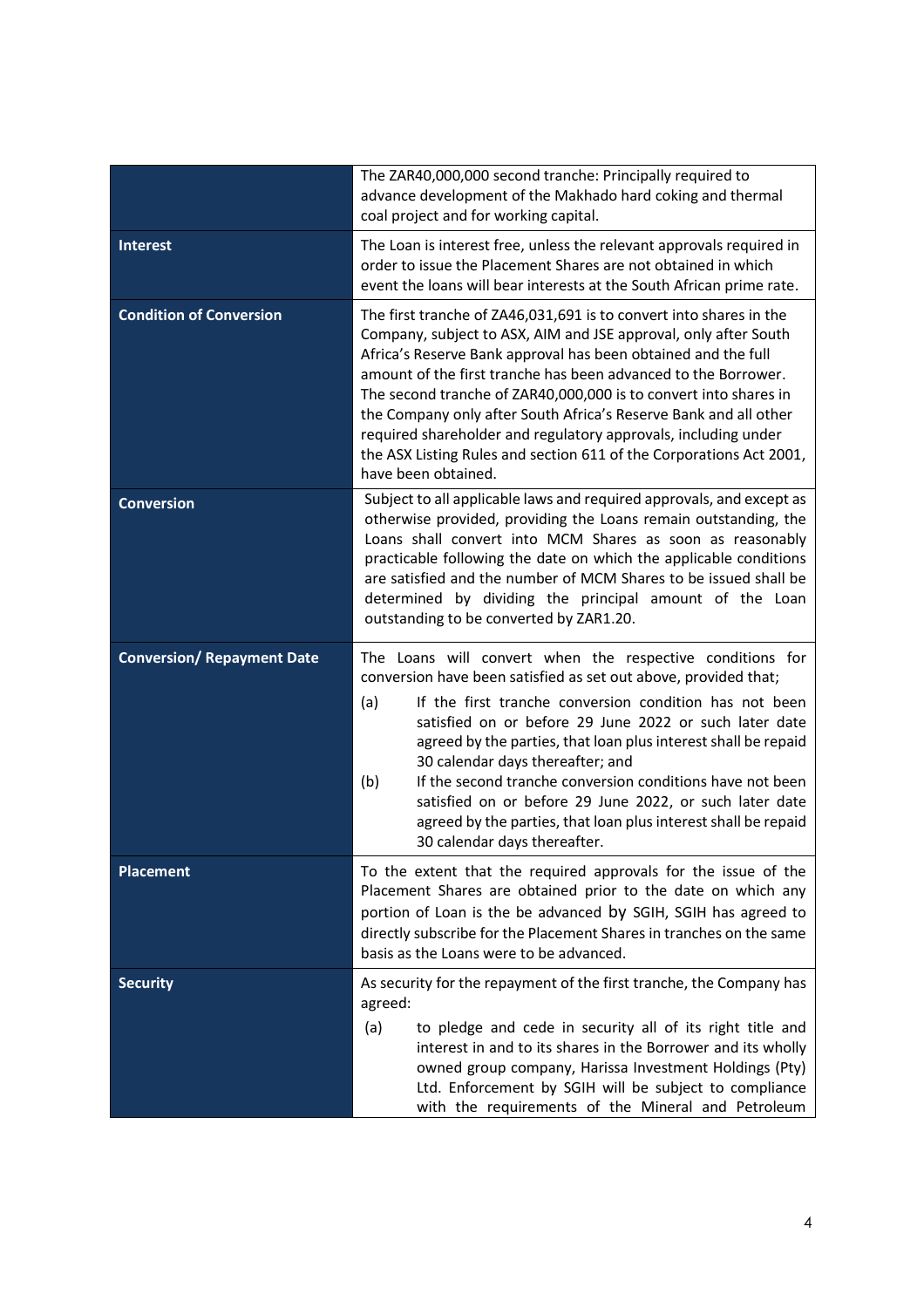| | |
|---|---|
| | The ZAR40,000,000 second tranche: Principally required to advance development of the Makhado hard coking and thermal coal project and for working capital. |
| **Interest** | The Loan is interest free, unless the relevant approvals required in order to issue the Placement Shares are not obtained in which event the loans will bear interests at the South African prime rate. |
| **Condition of Conversion** | The first tranche of ZA46,031,691 is to convert into shares in the Company, subject to ASX, AIM and JSE approval, only after South Africa's Reserve Bank approval has been obtained and the full amount of the first tranche has been advanced to the Borrower. The second tranche of ZAR40,000,000 is to convert into shares in the Company only after South Africa's Reserve Bank and all other required shareholder and regulatory approvals, including under the ASX Listing Rules and section 611 of the Corporations Act 2001, have been obtained. |
| **Conversion** | Subject to all applicable laws and required approvals, and except as otherwise provided, providing the Loans remain outstanding, the Loans shall convert into MCM Shares as soon as reasonably practicable following the date on which the applicable conditions are satisfied and the number of MCM Shares to be issued shall be determined by dividing the principal amount of the Loan outstanding to be converted by ZAR1.20. |
| **Conversion/ Repayment Date** | The Loans will convert when the respective conditions for conversion have been satisfied as set out above, provided that;<br>(a) If the first tranche conversion condition has not been satisfied on or before 29 June 2022 or such later date agreed by the parties, that loan plus interest shall be repaid 30 calendar days thereafter; and<br>(b) If the second tranche conversion conditions have not been satisfied on or before 29 June 2022, or such later date agreed by the parties, that loan plus interest shall be repaid 30 calendar days thereafter. |
| **Placement** | To the extent that the required approvals for the issue of the Placement Shares are obtained prior to the date on which any portion of Loan is the be advanced by SGIH, SGIH has agreed to directly subscribe for the Placement Shares in tranches on the same basis as the Loans were to be advanced. |
| **Security** | As security for the repayment of the first tranche, the Company has agreed:<br>(a) to pledge and cede in security all of its right title and interest in and to its shares in the Borrower and its wholly owned group company, Harissa Investment Holdings (Pty) Ltd. Enforcement by SGIH will be subject to compliance with the requirements of the Mineral and Petroleum |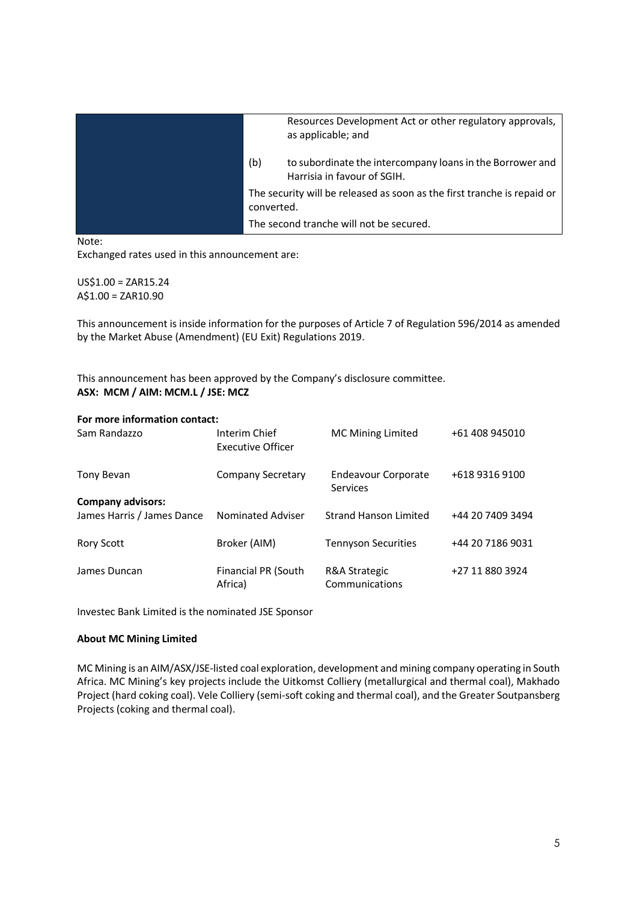| | |
|---|---|
| | Resources Development Act or other regulatory approvals, as applicable; and<br><br>(b) to subordinate the intercompany loans in the Borrower and Harrisia in favour of SGIH.<br><br>The security will be released as soon as the first tranche is repaid or converted.<br><br>The second tranche will not be secured. |

Note:
Exchanged rates used in this announcement are:

US$1.00 = ZAR15.24
A$1.00 = ZAR10.90

This announcement is inside information for the purposes of Article 7 of Regulation 596/2014 as amended by the Market Abuse (Amendment) (EU Exit) Regulations 2019.

This announcement has been approved by the Company's disclosure committee.
**ASX: MCM / AIM: MCM.L / JSE: MCZ**

**For more information contact:**

| | | | |
|---|---|---|---|
| Sam Randazzo | Interim Chief Executive Officer | MC Mining Limited | +61 408 945010 |
| Tony Bevan | Company Secretary | Endeavour Corporate Services | +618 9316 9100 |
| **Company advisors:** | | | |
| James Harris / James Dance | Nominated Adviser | Strand Hanson Limited | +44 20 7409 3494 |
| Rory Scott | Broker (AIM) | Tennyson Securities | +44 20 7186 9031 |
| James Duncan | Financial PR (South Africa) | R&A Strategic Communications | +27 11 880 3924 |

Investec Bank Limited is the nominated JSE Sponsor

**About MC Mining Limited**

MC Mining is an AIM/ASX/JSE-listed coal exploration, development and mining company operating in South Africa. MC Mining's key projects include the Uitkomst Colliery (metallurgical and thermal coal), Makhado Project (hard coking coal). Vele Colliery (semi-soft coking and thermal coal), and the Greater Soutpansberg Projects (coking and thermal coal).